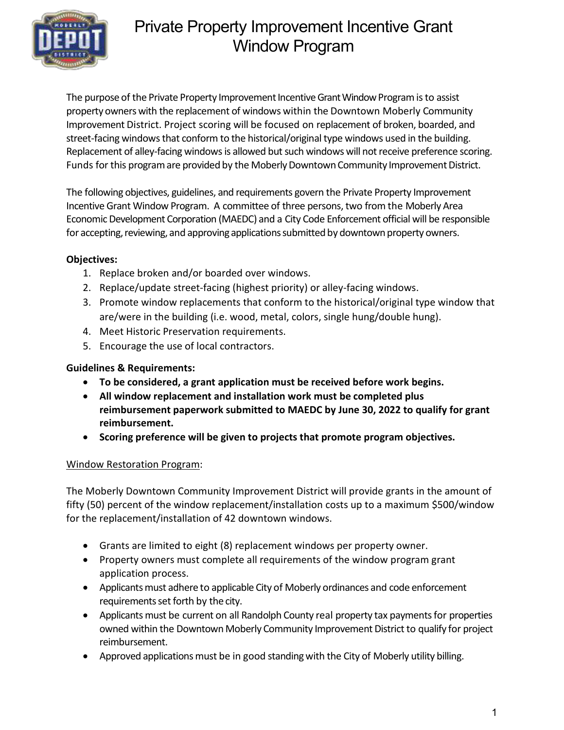# Private Property Improvement Incentive Grant Window Program

The purpose of the Private Property Improvement Incentive Grant Window Program is to assist property owners with the replacement of windows within the Downtown Moberly Community Improvement District. Project scoring will be focused on replacement of broken, boarded, and street-facing windows that conform to the historical/original type windows used in the building. Replacement of alley-facing windows is allowed but such windows will not receive preference scoring. Funds for this program are provided by the Moberly Downtown Community Improvement District.

The following objectives, guidelines, and requirements govern the Private Property Improvement Incentive Grant Window Program. A committee of three persons, two from the Moberly Area Economic Development Corporation (MAEDC) and a City Code Enforcement official will be responsible for accepting, reviewing, and approving applications submitted by downtown property owners.

**Objectives:**

1. Replace broken and/or boarded over windows.
2. Replace/update street-facing (highest priority) or alley-facing windows.
3. Promote window replacements that conform to the historical/original type window that are/were in the building (i.e. wood, metal, colors, single hung/double hung).
4. Meet Historic Preservation requirements.
5. Encourage the use of local contractors.

**Guidelines & Requirements:**

- **To be considered, a grant application must be received before work begins.**
- **All window replacement and installation work must be completed plus reimbursement paperwork submitted to MAEDC by June 30, 2022 to qualify for grant reimbursement.**
- **Scoring preference will be given to projects that promote program objectives.**

<u>Window Restoration Program</u>:

The Moberly Downtown Community Improvement District will provide grants in the amount of fifty (50) percent of the window replacement/installation costs up to a maximum $500/window for the replacement/installation of 42 downtown windows.

- Grants are limited to eight (8) replacement windows per property owner.
- Property owners must complete all requirements of the window program grant application process.
- Applicants must adhere to applicable City of Moberly ordinances and code enforcement requirements set forth by the city.
- Applicants must be current on all Randolph County real property tax payments for properties owned within the Downtown Moberly Community Improvement District to qualify for project reimbursement.
- Approved applications must be in good standing with the City of Moberly utility billing.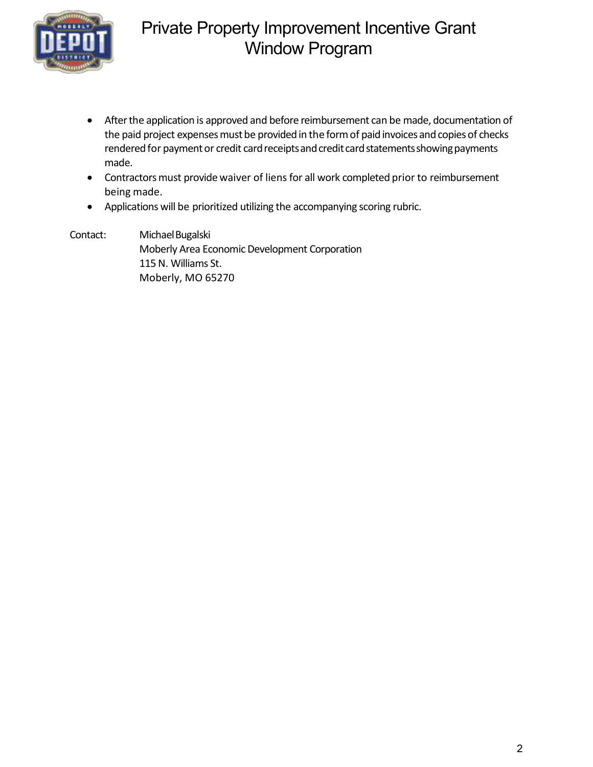- After the application is approved and before reimbursement can be made, documentation of the paid project expenses must be provided in the form of paid invoices and copies of checks rendered for payment or credit card receipts and credit card statements showing payments made.
- Contractors must provide waiver of liens for all work completed prior to reimbursement being made.
- Applications will be prioritized utilizing the accompanying scoring rubric.

Contact: Michael Bugalski
Moberly Area Economic Development Corporation
115 N. Williams St.
Moberly, MO 65270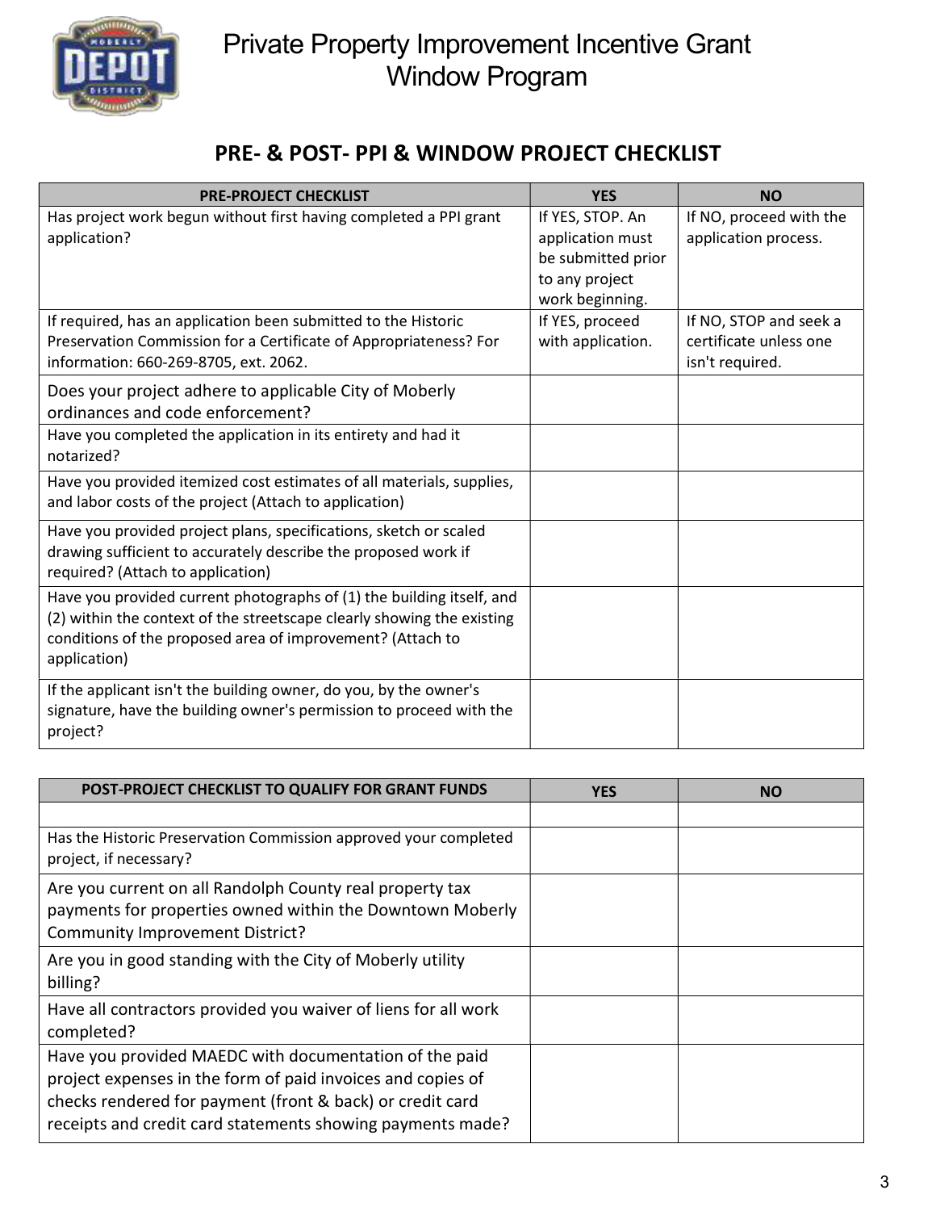# Private Property Improvement Incentive Grant Window Program

## PRE- & POST- PPI & WINDOW PROJECT CHECKLIST

| PRE-PROJECT CHECKLIST | YES | NO |
| --- | --- | --- |
| Has project work begun without first having completed a PPI grant application? | If YES, STOP. An application must be submitted prior to any project work beginning. | If NO, proceed with the application process. |
| If required, has an application been submitted to the Historic Preservation Commission for a Certificate of Appropriateness? For information: 660-269-8705, ext. 2062. | If YES, proceed with application. | If NO, STOP and seek a certificate unless one isn't required. |
| Does your project adhere to applicable City of Moberly ordinances and code enforcement? | | |
| Have you completed the application in its entirety and had it notarized? | | |
| Have you provided itemized cost estimates of all materials, supplies, and labor costs of the project (Attach to application) | | |
| Have you provided project plans, specifications, sketch or scaled drawing sufficient to accurately describe the proposed work if required? (Attach to application) | | |
| Have you provided current photographs of (1) the building itself, and (2) within the context of the streetscape clearly showing the existing conditions of the proposed area of improvement? (Attach to application) | | |
| If the applicant isn't the building owner, do you, by the owner's signature, have the building owner's permission to proceed with the project? | | |

| POST-PROJECT CHECKLIST TO QUALIFY FOR GRANT FUNDS | YES | NO |
| --- | --- | --- |
| | | |
| Has the Historic Preservation Commission approved your completed project, if necessary? | | |
| Are you current on all Randolph County real property tax payments for properties owned within the Downtown Moberly Community Improvement District? | | |
| Are you in good standing with the City of Moberly utility billing? | | |
| Have all contractors provided you waiver of liens for all work completed? | | |
| Have you provided MAEDC with documentation of the paid project expenses in the form of paid invoices and copies of checks rendered for payment (front & back) or credit card receipts and credit card statements showing payments made? | | |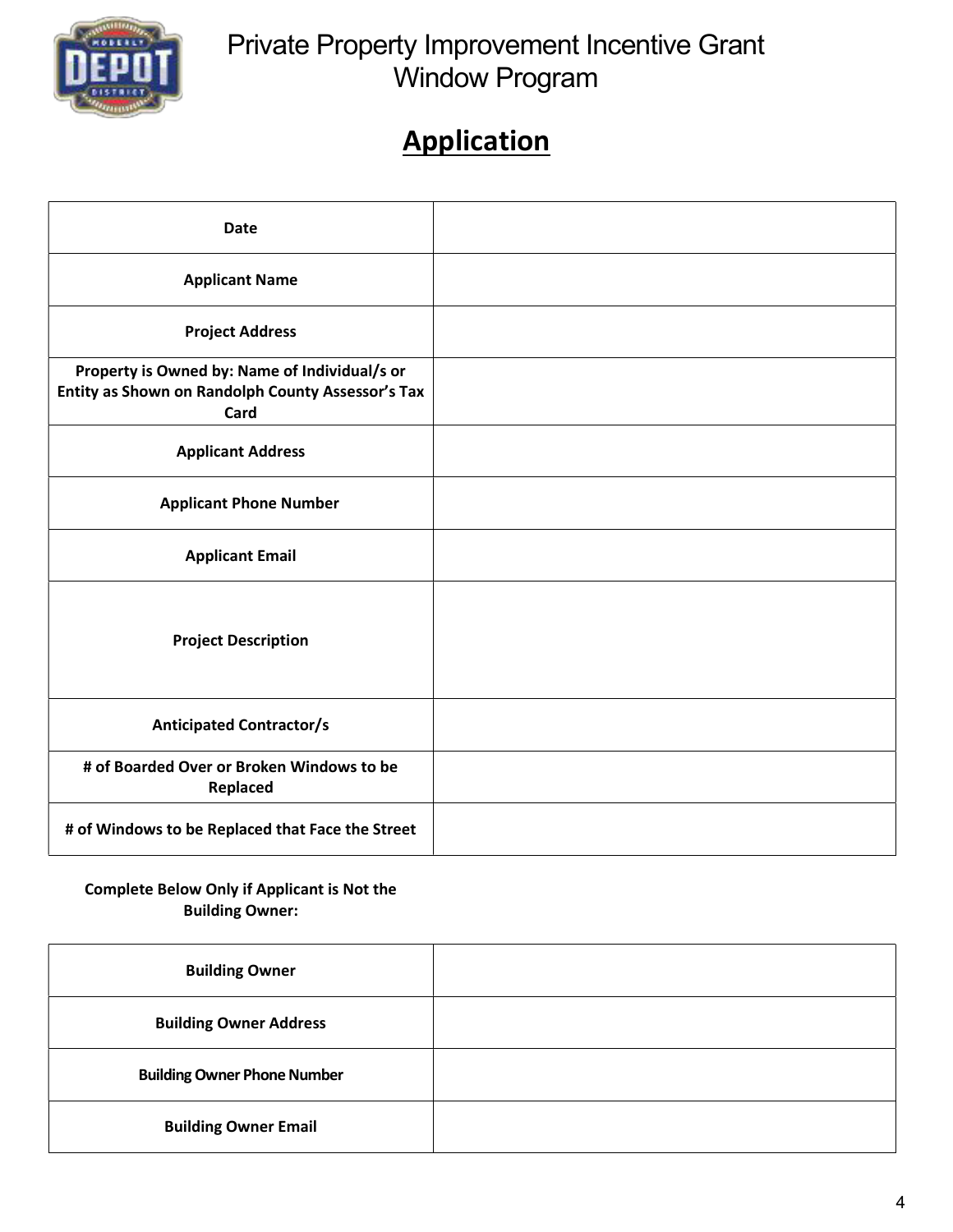# Private Property Improvement Incentive Grant Window Program

## Application

| | |
|---|---|
| **Date** | |
| **Applicant Name** | |
| **Project Address** | |
| **Property is Owned by: Name of Individual/s or Entity as Shown on Randolph County Assessor's Tax Card** | |
| **Applicant Address** | |
| **Applicant Phone Number** | |
| **Applicant Email** | |
| **Project Description** | |
| **Anticipated Contractor/s** | |
| **# of Boarded Over or Broken Windows to be Replaced** | |
| **# of Windows to be Replaced that Face the Street** | |

**Complete Below Only if Applicant is Not the Building Owner:**

| | |
|---|---|
| **Building Owner** | |
| **Building Owner Address** | |
| **Building Owner Phone Number** | |
| **Building Owner Email** | |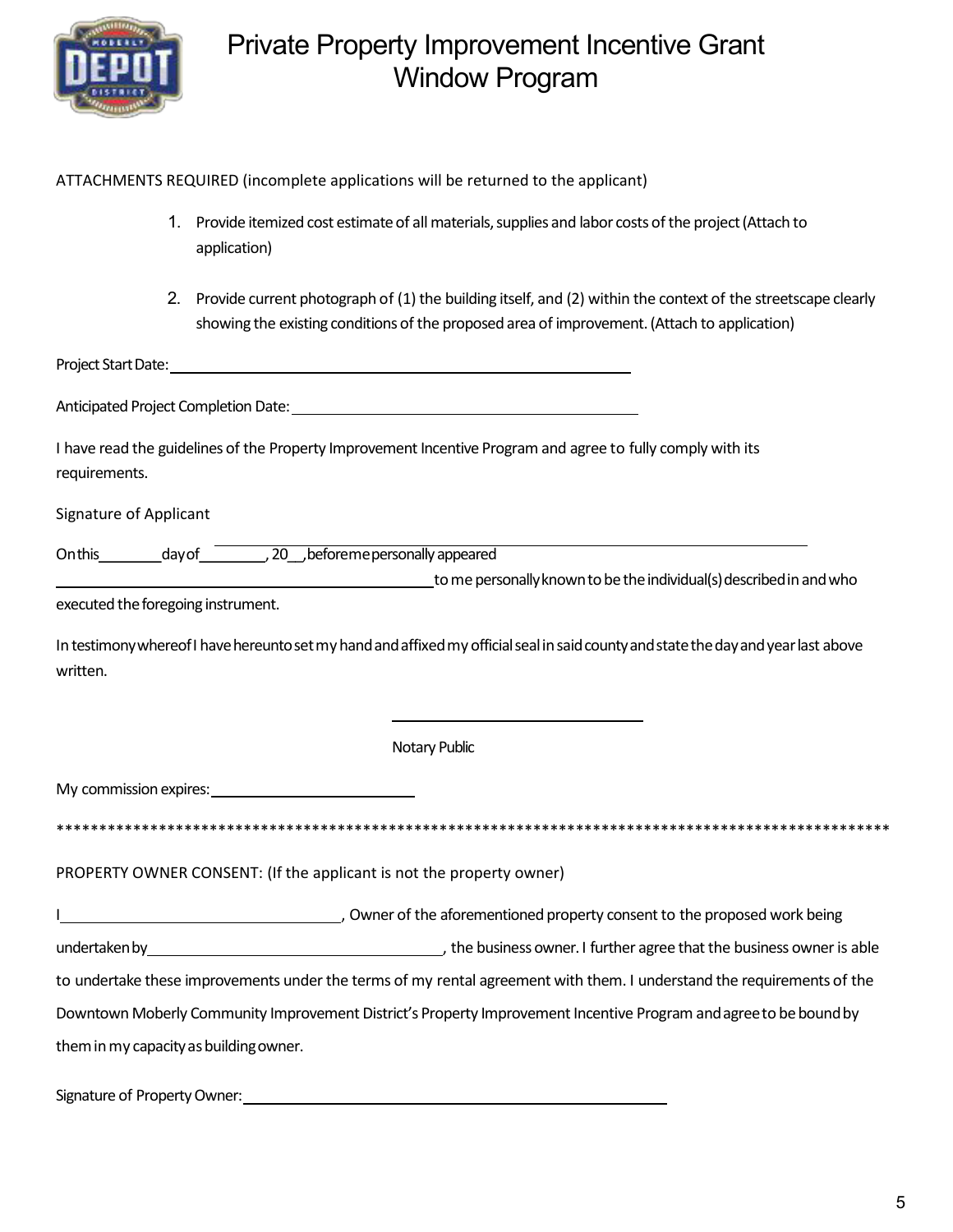# Private Property Improvement Incentive Grant Window Program

ATTACHMENTS REQUIRED (incomplete applications will be returned to the applicant)

1. Provide itemized cost estimate of all materials, supplies and labor costs of the project (Attach to application)

2. Provide current photograph of (1) the building itself, and (2) within the context of the streetscape clearly showing the existing conditions of the proposed area of improvement. (Attach to application)

Project Start Date: ______________________________________________

Anticipated Project Completion Date: ____________________________________

I have read the guidelines of the Property Improvement Incentive Program and agree to fully comply with its requirements.

Signature of Applicant ______________________________________________

On this ________ day of ________, 20__, before me personally appeared ______________________________________________ to me personally known to be the individual(s) described in and who executed the foregoing instrument.

In testimony whereof I have hereunto set my hand and affixed my official seal in said county and state the day and year last above written.

______________________________

Notary Public

My commission expires: ________________________

****************************************************************************************************

PROPERTY OWNER CONSENT: (If the applicant is not the property owner)

I ________________________________, Owner of the aforementioned property consent to the proposed work being undertaken by ________________________________, the business owner. I further agree that the business owner is able to undertake these improvements under the terms of my rental agreement with them. I understand the requirements of the Downtown Moberly Community Improvement District's Property Improvement Incentive Program and agree to be bound by them in my capacity as building owner.

Signature of Property Owner: ______________________________________________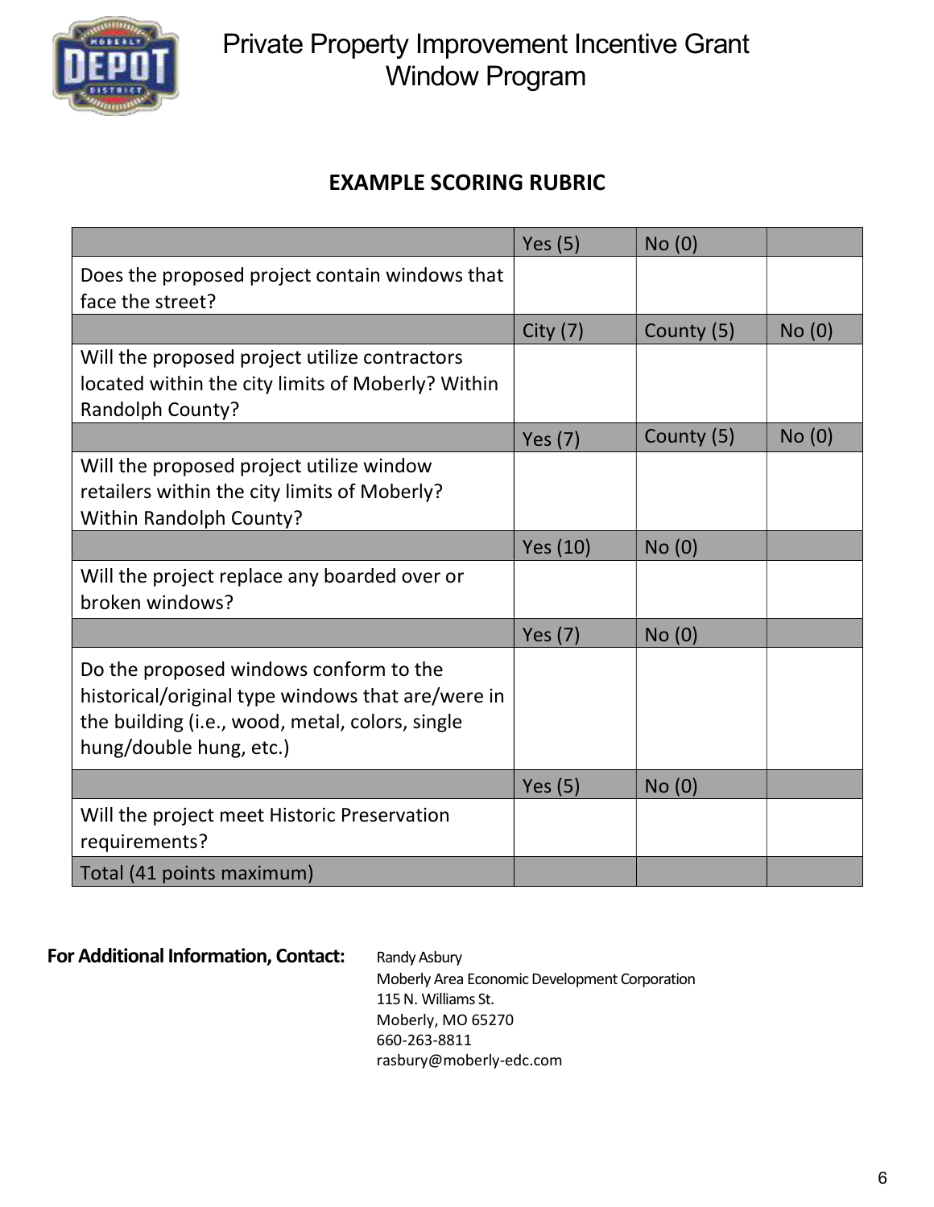# Private Property Improvement Incentive Grant Window Program

## EXAMPLE SCORING RUBRIC

| | | | |
|---|---|---|---|
| | Yes (5) | No (0) | |
| Does the proposed project contain windows that face the street? | | | |
| | City (7) | County (5) | No (0) |
| Will the proposed project utilize contractors located within the city limits of Moberly? Within Randolph County? | | | |
| | Yes (7) | County (5) | No (0) |
| Will the proposed project utilize window retailers within the city limits of Moberly? Within Randolph County? | | | |
| | Yes (10) | No (0) | |
| Will the project replace any boarded over or broken windows? | | | |
| | Yes (7) | No (0) | |
| Do the proposed windows conform to the historical/original type windows that are/were in the building (i.e., wood, metal, colors, single hung/double hung, etc.) | | | |
| | Yes (5) | No (0) | |
| Will the project meet Historic Preservation requirements? | | | |
| Total (41 points maximum) | | | |

**For Additional Information, Contact:**

Randy Asbury
Moberly Area Economic Development Corporation
115 N. Williams St.
Moberly, MO 65270
660-263-8811
rasbury@moberly-edc.com